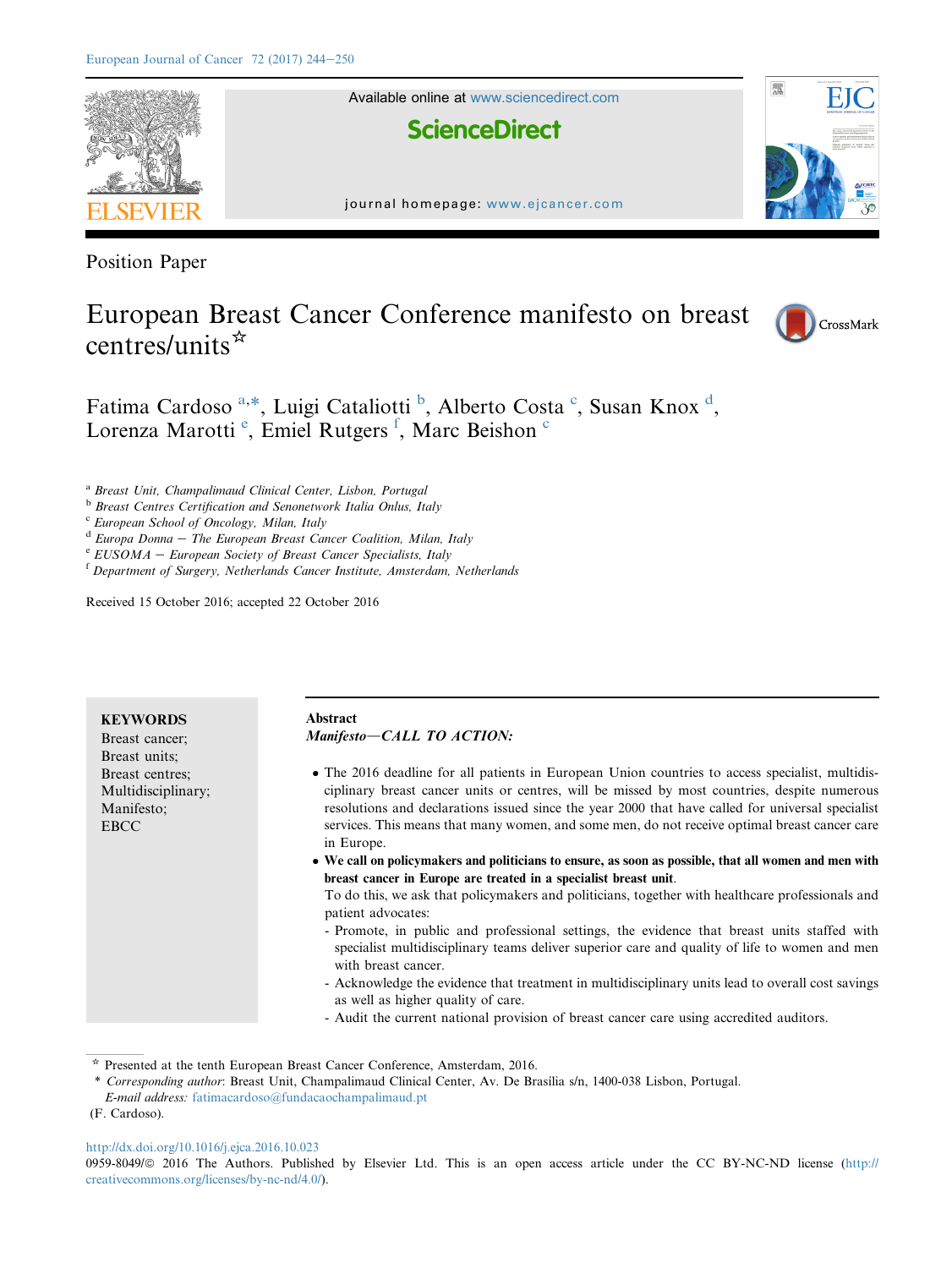Position Paper

# European Breast Cancer Conference manifesto on breast centres/units☆

Fatima Cardoso [a,*], Luigi Cataliotti [b], Alberto Costa [c], Susan Knox [d], Lorenza Marotti [e], Emiel Rutgers [f], Marc Beishon [c]

[a] *Breast Unit, Champalimaud Clinical Center, Lisbon, Portugal*
[b] *Breast Centres Certification and Senonetwork Italia Onlus, Italy*
[c] *European School of Oncology, Milan, Italy*
[d] *Europa Donna – The European Breast Cancer Coalition, Milan, Italy*
[e] *EUSOMA – European Society of Breast Cancer Specialists, Italy*
[f] *Department of Surgery, Netherlands Cancer Institute, Amsterdam, Netherlands*

Received 15 October 2016; accepted 22 October 2016

**KEYWORDS**
Breast cancer;
Breast units;
Breast centres;
Multidisciplinary;
Manifesto;
EBCC

**Abstract**

***Manifesto—CALL TO ACTION:***

- The 2016 deadline for all patients in European Union countries to access specialist, multidisciplinary breast cancer units or centres, will be missed by most countries, despite numerous resolutions and declarations issued since the year 2000 that have called for universal specialist services. This means that many women, and some men, do not receive optimal breast cancer care in Europe.
- **We call on policymakers and politicians to ensure, as soon as possible, that all women and men with breast cancer in Europe are treated in a specialist breast unit**.

  To do this, we ask that policymakers and politicians, together with healthcare professionals and patient advocates:

  - Promote, in public and professional settings, the evidence that breast units staffed with specialist multidisciplinary teams deliver superior care and quality of life to women and men with breast cancer.
  - Acknowledge the evidence that treatment in multidisciplinary units lead to overall cost savings as well as higher quality of care.
  - Audit the current national provision of breast cancer care using accredited auditors.

☆ Presented at the tenth European Breast Cancer Conference, Amsterdam, 2016.

\* *Corresponding author*: Breast Unit, Champalimaud Clinical Center, Av. De Brasília s/n, 1400-038 Lisbon, Portugal.
*E-mail address:* fatimacardoso@fundacaochampalimaud.pt (F. Cardoso).

http://dx.doi.org/10.1016/j.ejca.2016.10.023
0959-8049/© 2016 The Authors. Published by Elsevier Ltd. This is an open access article under the CC BY-NC-ND license (http://creativecommons.org/licenses/by-nc-nd/4.0/).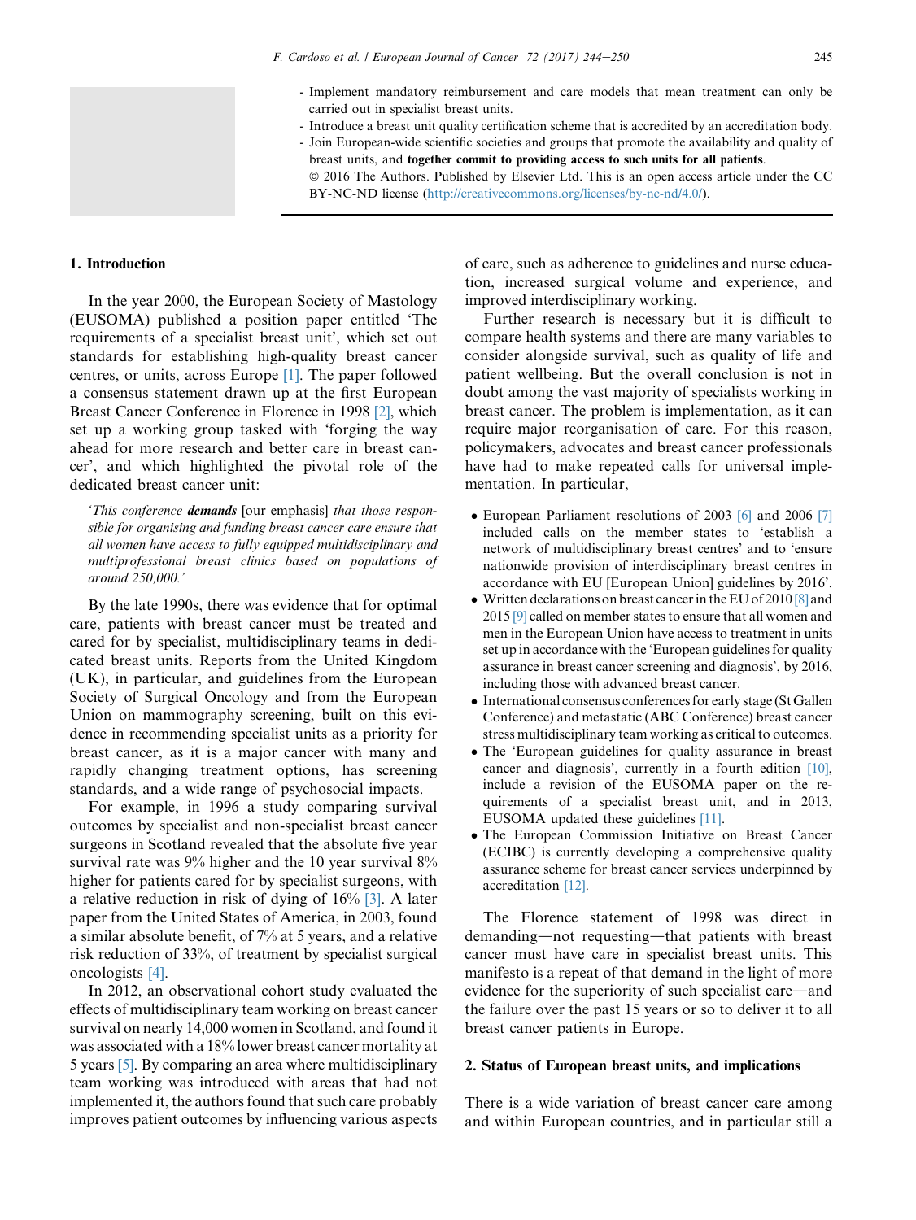- Implement mandatory reimbursement and care models that mean treatment can only be carried out in specialist breast units.
- Introduce a breast unit quality certification scheme that is accredited by an accreditation body.
- Join European-wide scientific societies and groups that promote the availability and quality of breast units, and **together commit to providing access to such units for all patients**.

© 2016 The Authors. Published by Elsevier Ltd. This is an open access article under the CC BY-NC-ND license (http://creativecommons.org/licenses/by-nc-nd/4.0/).

## 1. Introduction

In the year 2000, the European Society of Mastology (EUSOMA) published a position paper entitled 'The requirements of a specialist breast unit', which set out standards for establishing high-quality breast cancer centres, or units, across Europe [1]. The paper followed a consensus statement drawn up at the first European Breast Cancer Conference in Florence in 1998 [2], which set up a working group tasked with 'forging the way ahead for more research and better care in breast cancer', and which highlighted the pivotal role of the dedicated breast cancer unit:

> *'This conference* ***demands*** [our emphasis] *that those responsible for organising and funding breast cancer care ensure that all women have access to fully equipped multidisciplinary and multiprofessional breast clinics based on populations of around 250,000.'*

By the late 1990s, there was evidence that for optimal care, patients with breast cancer must be treated and cared for by specialist, multidisciplinary teams in dedicated breast units. Reports from the United Kingdom (UK), in particular, and guidelines from the European Society of Surgical Oncology and from the European Union on mammography screening, built on this evidence in recommending specialist units as a priority for breast cancer, as it is a major cancer with many and rapidly changing treatment options, has screening standards, and a wide range of psychosocial impacts.

For example, in 1996 a study comparing survival outcomes by specialist and non-specialist breast cancer surgeons in Scotland revealed that the absolute five year survival rate was 9% higher and the 10 year survival 8% higher for patients cared for by specialist surgeons, with a relative reduction in risk of dying of 16% [3]. A later paper from the United States of America, in 2003, found a similar absolute benefit, of 7% at 5 years, and a relative risk reduction of 33%, of treatment by specialist surgical oncologists [4].

In 2012, an observational cohort study evaluated the effects of multidisciplinary team working on breast cancer survival on nearly 14,000 women in Scotland, and found it was associated with a 18% lower breast cancer mortality at 5 years [5]. By comparing an area where multidisciplinary team working was introduced with areas that had not implemented it, the authors found that such care probably improves patient outcomes by influencing various aspects of care, such as adherence to guidelines and nurse education, increased surgical volume and experience, and improved interdisciplinary working.

Further research is necessary but it is difficult to compare health systems and there are many variables to consider alongside survival, such as quality of life and patient wellbeing. But the overall conclusion is not in doubt among the vast majority of specialists working in breast cancer. The problem is implementation, as it can require major reorganisation of care. For this reason, policymakers, advocates and breast cancer professionals have had to make repeated calls for universal implementation. In particular,

- European Parliament resolutions of 2003 [6] and 2006 [7] included calls on the member states to 'establish a network of multidisciplinary breast centres' and to 'ensure nationwide provision of interdisciplinary breast centres in accordance with EU [European Union] guidelines by 2016'.
- Written declarations on breast cancer in the EU of 2010 [8] and 2015 [9] called on member states to ensure that all women and men in the European Union have access to treatment in units set up in accordance with the 'European guidelines for quality assurance in breast cancer screening and diagnosis', by 2016, including those with advanced breast cancer.
- International consensus conferences for early stage (St Gallen Conference) and metastatic (ABC Conference) breast cancer stress multidisciplinary team working as critical to outcomes.
- The 'European guidelines for quality assurance in breast cancer and diagnosis', currently in a fourth edition [10], include a revision of the EUSOMA paper on the requirements of a specialist breast unit, and in 2013, EUSOMA updated these guidelines [11].
- The European Commission Initiative on Breast Cancer (ECIBC) is currently developing a comprehensive quality assurance scheme for breast cancer services underpinned by accreditation [12].

The Florence statement of 1998 was direct in demanding—not requesting—that patients with breast cancer must have care in specialist breast units. This manifesto is a repeat of that demand in the light of more evidence for the superiority of such specialist care—and the failure over the past 15 years or so to deliver it to all breast cancer patients in Europe.

## 2. Status of European breast units, and implications

There is a wide variation of breast cancer care among and within European countries, and in particular still a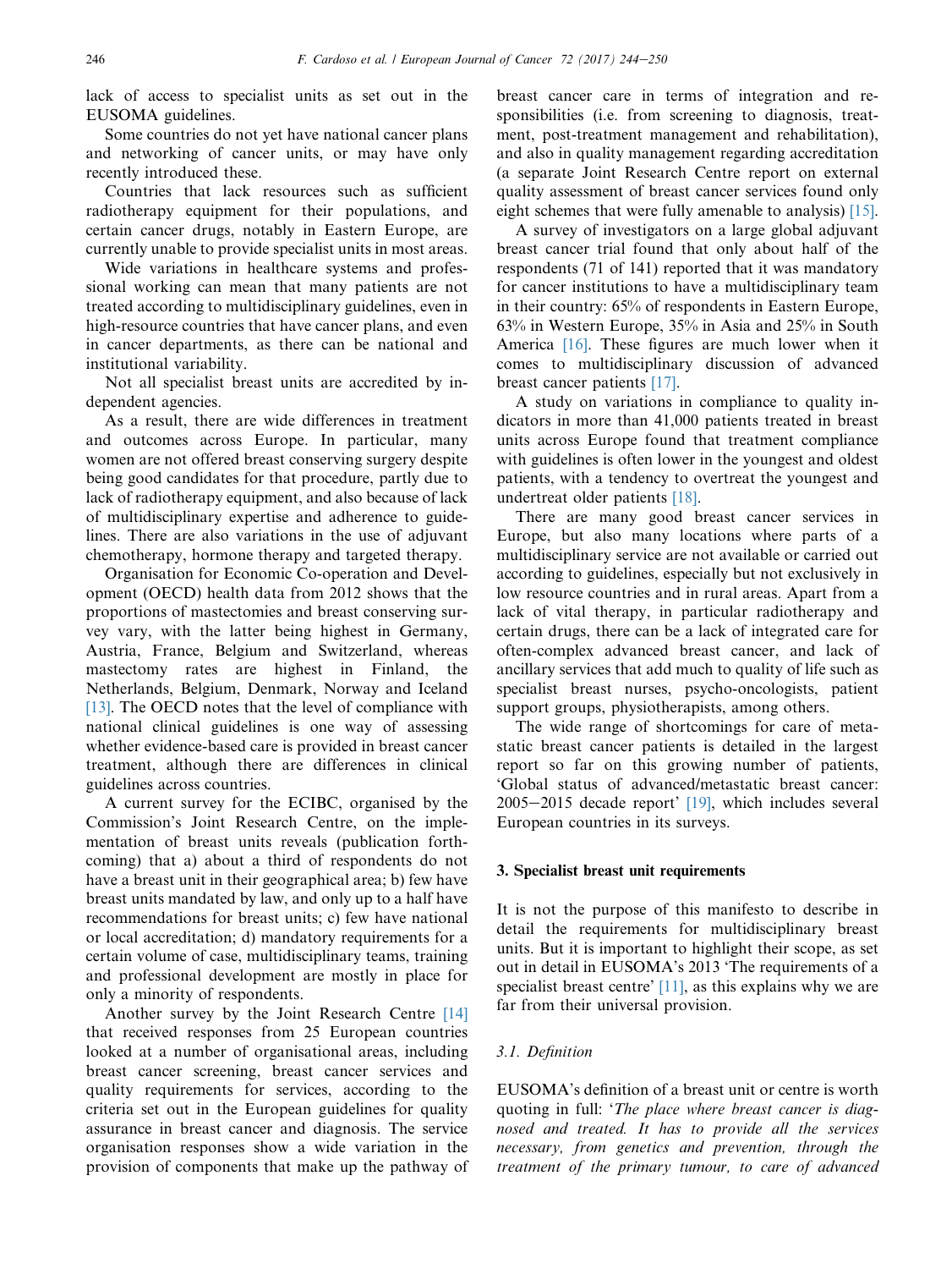lack of access to specialist units as set out in the EUSOMA guidelines.

Some countries do not yet have national cancer plans and networking of cancer units, or may have only recently introduced these.

Countries that lack resources such as sufficient radiotherapy equipment for their populations, and certain cancer drugs, notably in Eastern Europe, are currently unable to provide specialist units in most areas.

Wide variations in healthcare systems and professional working can mean that many patients are not treated according to multidisciplinary guidelines, even in high-resource countries that have cancer plans, and even in cancer departments, as there can be national and institutional variability.

Not all specialist breast units are accredited by independent agencies.

As a result, there are wide differences in treatment and outcomes across Europe. In particular, many women are not offered breast conserving surgery despite being good candidates for that procedure, partly due to lack of radiotherapy equipment, and also because of lack of multidisciplinary expertise and adherence to guidelines. There are also variations in the use of adjuvant chemotherapy, hormone therapy and targeted therapy.

Organisation for Economic Co-operation and Development (OECD) health data from 2012 shows that the proportions of mastectomies and breast conserving survey vary, with the latter being highest in Germany, Austria, France, Belgium and Switzerland, whereas mastectomy rates are highest in Finland, the Netherlands, Belgium, Denmark, Norway and Iceland [13]. The OECD notes that the level of compliance with national clinical guidelines is one way of assessing whether evidence-based care is provided in breast cancer treatment, although there are differences in clinical guidelines across countries.

A current survey for the ECIBC, organised by the Commission's Joint Research Centre, on the implementation of breast units reveals (publication forthcoming) that a) about a third of respondents do not have a breast unit in their geographical area; b) few have breast units mandated by law, and only up to a half have recommendations for breast units; c) few have national or local accreditation; d) mandatory requirements for a certain volume of case, multidisciplinary teams, training and professional development are mostly in place for only a minority of respondents.

Another survey by the Joint Research Centre [14] that received responses from 25 European countries looked at a number of organisational areas, including breast cancer screening, breast cancer services and quality requirements for services, according to the criteria set out in the European guidelines for quality assurance in breast cancer and diagnosis. The service organisation responses show a wide variation in the provision of components that make up the pathway of breast cancer care in terms of integration and responsibilities (i.e. from screening to diagnosis, treatment, post-treatment management and rehabilitation), and also in quality management regarding accreditation (a separate Joint Research Centre report on external quality assessment of breast cancer services found only eight schemes that were fully amenable to analysis) [15].

A survey of investigators on a large global adjuvant breast cancer trial found that only about half of the respondents (71 of 141) reported that it was mandatory for cancer institutions to have a multidisciplinary team in their country: 65% of respondents in Eastern Europe, 63% in Western Europe, 35% in Asia and 25% in South America [16]. These figures are much lower when it comes to multidisciplinary discussion of advanced breast cancer patients [17].

A study on variations in compliance to quality indicators in more than 41,000 patients treated in breast units across Europe found that treatment compliance with guidelines is often lower in the youngest and oldest patients, with a tendency to overtreat the youngest and undertreat older patients [18].

There are many good breast cancer services in Europe, but also many locations where parts of a multidisciplinary service are not available or carried out according to guidelines, especially but not exclusively in low resource countries and in rural areas. Apart from a lack of vital therapy, in particular radiotherapy and certain drugs, there can be a lack of integrated care for often-complex advanced breast cancer, and lack of ancillary services that add much to quality of life such as specialist breast nurses, psycho-oncologists, patient support groups, physiotherapists, among others.

The wide range of shortcomings for care of metastatic breast cancer patients is detailed in the largest report so far on this growing number of patients, 'Global status of advanced/metastatic breast cancer: 2005–2015 decade report' [19], which includes several European countries in its surveys.

## 3. Specialist breast unit requirements

It is not the purpose of this manifesto to describe in detail the requirements for multidisciplinary breast units. But it is important to highlight their scope, as set out in detail in EUSOMA's 2013 'The requirements of a specialist breast centre' [11], as this explains why we are far from their universal provision.

### 3.1. Definition

EUSOMA's definition of a breast unit or centre is worth quoting in full: '*The place where breast cancer is diagnosed and treated. It has to provide all the services necessary, from genetics and prevention, through the treatment of the primary tumour, to care of advanced*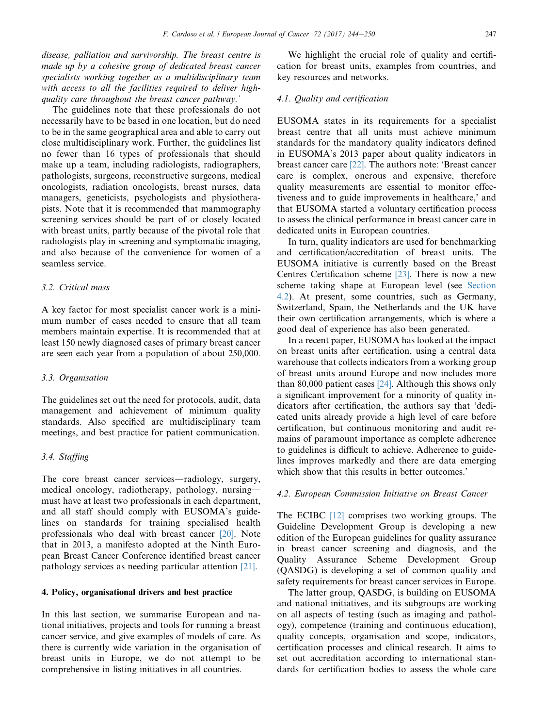*disease, palliation and survivorship. The breast centre is made up by a cohesive group of dedicated breast cancer specialists working together as a multidisciplinary team with access to all the facilities required to deliver high-quality care throughout the breast cancer pathway.'*

The guidelines note that these professionals do not necessarily have to be based in one location, but do need to be in the same geographical area and able to carry out close multidisciplinary work. Further, the guidelines list no fewer than 16 types of professionals that should make up a team, including radiologists, radiographers, pathologists, surgeons, reconstructive surgeons, medical oncologists, radiation oncologists, breast nurses, data managers, geneticists, psychologists and physiotherapists. Note that it is recommended that mammography screening services should be part of or closely located with breast units, partly because of the pivotal role that radiologists play in screening and symptomatic imaging, and also because of the convenience for women of a seamless service.

### 3.2. Critical mass

A key factor for most specialist cancer work is a minimum number of cases needed to ensure that all team members maintain expertise. It is recommended that at least 150 newly diagnosed cases of primary breast cancer are seen each year from a population of about 250,000.

### 3.3. Organisation

The guidelines set out the need for protocols, audit, data management and achievement of minimum quality standards. Also specified are multidisciplinary team meetings, and best practice for patient communication.

### 3.4. Staffing

The core breast cancer services—radiology, surgery, medical oncology, radiotherapy, pathology, nursing—must have at least two professionals in each department, and all staff should comply with EUSOMA's guidelines on standards for training specialised health professionals who deal with breast cancer [20]. Note that in 2013, a manifesto adopted at the Ninth European Breast Cancer Conference identified breast cancer pathology services as needing particular attention [21].

## 4. Policy, organisational drivers and best practice

In this last section, we summarise European and national initiatives, projects and tools for running a breast cancer service, and give examples of models of care. As there is currently wide variation in the organisation of breast units in Europe, we do not attempt to be comprehensive in listing initiatives in all countries.

We highlight the crucial role of quality and certification for breast units, examples from countries, and key resources and networks.

### 4.1. Quality and certification

EUSOMA states in its requirements for a specialist breast centre that all units must achieve minimum standards for the mandatory quality indicators defined in EUSOMA's 2013 paper about quality indicators in breast cancer care [22]. The authors note: 'Breast cancer care is complex, onerous and expensive, therefore quality measurements are essential to monitor effectiveness and to guide improvements in healthcare,' and that EUSOMA started a voluntary certification process to assess the clinical performance in breast cancer care in dedicated units in European countries.

In turn, quality indicators are used for benchmarking and certification/accreditation of breast units. The EUSOMA initiative is currently based on the Breast Centres Certification scheme [23]. There is now a new scheme taking shape at European level (see Section 4.2). At present, some countries, such as Germany, Switzerland, Spain, the Netherlands and the UK have their own certification arrangements, which is where a good deal of experience has also been generated.

In a recent paper, EUSOMA has looked at the impact on breast units after certification, using a central data warehouse that collects indicators from a working group of breast units around Europe and now includes more than 80,000 patient cases [24]. Although this shows only a significant improvement for a minority of quality indicators after certification, the authors say that 'dedicated units already provide a high level of care before certification, but continuous monitoring and audit remains of paramount importance as complete adherence to guidelines is difficult to achieve. Adherence to guidelines improves markedly and there are data emerging which show that this results in better outcomes.'

### 4.2. European Commission Initiative on Breast Cancer

The ECIBC [12] comprises two working groups. The Guideline Development Group is developing a new edition of the European guidelines for quality assurance in breast cancer screening and diagnosis, and the Quality Assurance Scheme Development Group (QASDG) is developing a set of common quality and safety requirements for breast cancer services in Europe.

The latter group, QASDG, is building on EUSOMA and national initiatives, and its subgroups are working on all aspects of testing (such as imaging and pathology), competence (training and continuous education), quality concepts, organisation and scope, indicators, certification processes and clinical research. It aims to set out accreditation according to international standards for certification bodies to assess the whole care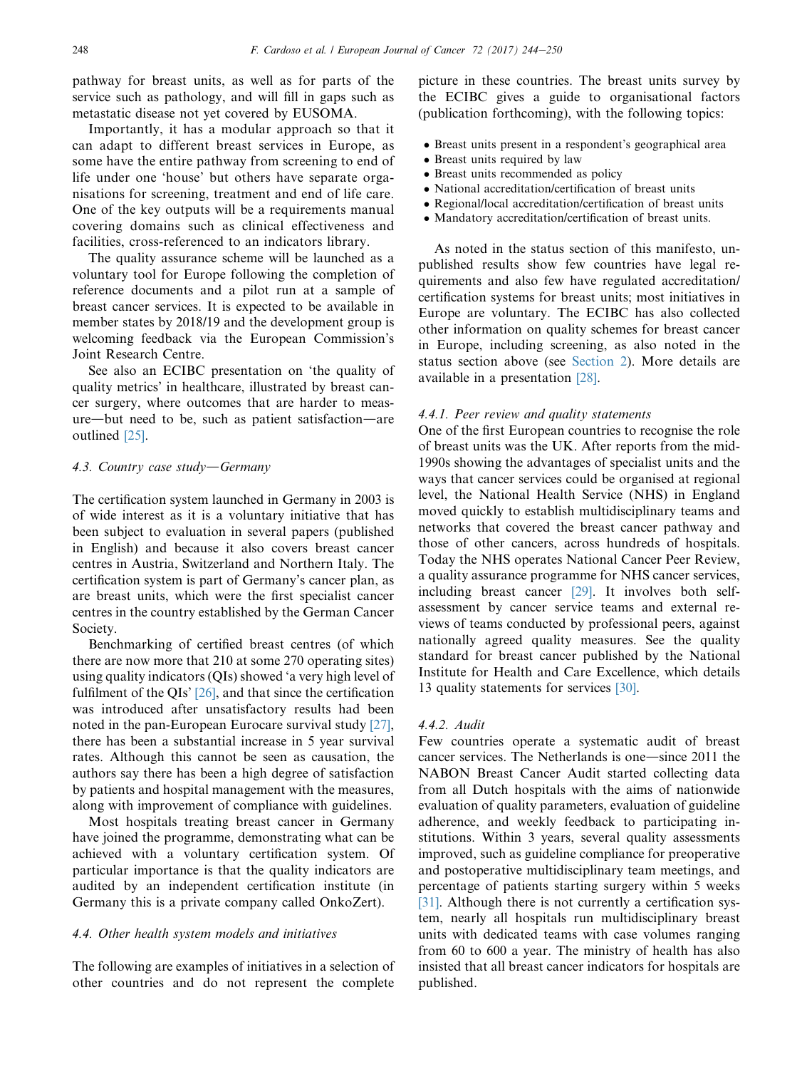pathway for breast units, as well as for parts of the service such as pathology, and will fill in gaps such as metastatic disease not yet covered by EUSOMA.

Importantly, it has a modular approach so that it can adapt to different breast services in Europe, as some have the entire pathway from screening to end of life under one 'house' but others have separate organisations for screening, treatment and end of life care. One of the key outputs will be a requirements manual covering domains such as clinical effectiveness and facilities, cross-referenced to an indicators library.

The quality assurance scheme will be launched as a voluntary tool for Europe following the completion of reference documents and a pilot run at a sample of breast cancer services. It is expected to be available in member states by 2018/19 and the development group is welcoming feedback via the European Commission's Joint Research Centre.

See also an ECIBC presentation on 'the quality of quality metrics' in healthcare, illustrated by breast cancer surgery, where outcomes that are harder to measure—but need to be, such as patient satisfaction—are outlined [25].

### 4.3. Country case study—Germany

The certification system launched in Germany in 2003 is of wide interest as it is a voluntary initiative that has been subject to evaluation in several papers (published in English) and because it also covers breast cancer centres in Austria, Switzerland and Northern Italy. The certification system is part of Germany's cancer plan, as are breast units, which were the first specialist cancer centres in the country established by the German Cancer Society.

Benchmarking of certified breast centres (of which there are now more that 210 at some 270 operating sites) using quality indicators (QIs) showed 'a very high level of fulfilment of the QIs' [26], and that since the certification was introduced after unsatisfactory results had been noted in the pan-European Eurocare survival study [27], there has been a substantial increase in 5 year survival rates. Although this cannot be seen as causation, the authors say there has been a high degree of satisfaction by patients and hospital management with the measures, along with improvement of compliance with guidelines.

Most hospitals treating breast cancer in Germany have joined the programme, demonstrating what can be achieved with a voluntary certification system. Of particular importance is that the quality indicators are audited by an independent certification institute (in Germany this is a private company called OnkoZert).

### 4.4. Other health system models and initiatives

The following are examples of initiatives in a selection of other countries and do not represent the complete picture in these countries. The breast units survey by the ECIBC gives a guide to organisational factors (publication forthcoming), with the following topics:

- Breast units present in a respondent's geographical area
- Breast units required by law
- Breast units recommended as policy
- National accreditation/certification of breast units
- Regional/local accreditation/certification of breast units
- Mandatory accreditation/certification of breast units.

As noted in the status section of this manifesto, unpublished results show few countries have legal requirements and also few have regulated accreditation/certification systems for breast units; most initiatives in Europe are voluntary. The ECIBC has also collected other information on quality schemes for breast cancer in Europe, including screening, as also noted in the status section above (see Section 2). More details are available in a presentation [28].

#### 4.4.1. Peer review and quality statements

One of the first European countries to recognise the role of breast units was the UK. After reports from the mid-1990s showing the advantages of specialist units and the ways that cancer services could be organised at regional level, the National Health Service (NHS) in England moved quickly to establish multidisciplinary teams and networks that covered the breast cancer pathway and those of other cancers, across hundreds of hospitals. Today the NHS operates National Cancer Peer Review, a quality assurance programme for NHS cancer services, including breast cancer [29]. It involves both self-assessment by cancer service teams and external reviews of teams conducted by professional peers, against nationally agreed quality measures. See the quality standard for breast cancer published by the National Institute for Health and Care Excellence, which details 13 quality statements for services [30].

#### 4.4.2. Audit

Few countries operate a systematic audit of breast cancer services. The Netherlands is one—since 2011 the NABON Breast Cancer Audit started collecting data from all Dutch hospitals with the aims of nationwide evaluation of quality parameters, evaluation of guideline adherence, and weekly feedback to participating institutions. Within 3 years, several quality assessments improved, such as guideline compliance for preoperative and postoperative multidisciplinary team meetings, and percentage of patients starting surgery within 5 weeks [31]. Although there is not currently a certification system, nearly all hospitals run multidisciplinary breast units with dedicated teams with case volumes ranging from 60 to 600 a year. The ministry of health has also insisted that all breast cancer indicators for hospitals are published.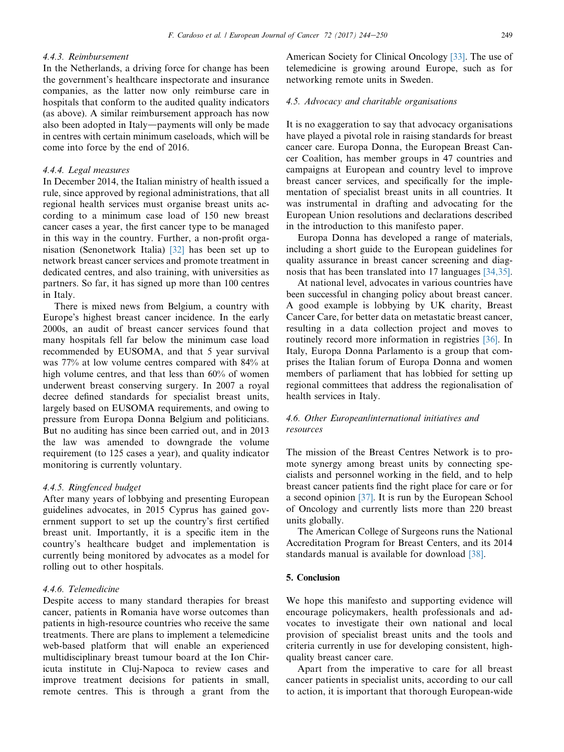#### 4.4.3. Reimbursement

In the Netherlands, a driving force for change has been the government's healthcare inspectorate and insurance companies, as the latter now only reimburse care in hospitals that conform to the audited quality indicators (as above). A similar reimbursement approach has now also been adopted in Italy—payments will only be made in centres with certain minimum caseloads, which will be come into force by the end of 2016.

#### 4.4.4. Legal measures

In December 2014, the Italian ministry of health issued a rule, since approved by regional administrations, that all regional health services must organise breast units according to a minimum case load of 150 new breast cancer cases a year, the first cancer type to be managed in this way in the country. Further, a non-profit organisation (Senonetwork Italia) [32] has been set up to network breast cancer services and promote treatment in dedicated centres, and also training, with universities as partners. So far, it has signed up more than 100 centres in Italy.

There is mixed news from Belgium, a country with Europe's highest breast cancer incidence. In the early 2000s, an audit of breast cancer services found that many hospitals fell far below the minimum case load recommended by EUSOMA, and that 5 year survival was 77% at low volume centres compared with 84% at high volume centres, and that less than 60% of women underwent breast conserving surgery. In 2007 a royal decree defined standards for specialist breast units, largely based on EUSOMA requirements, and owing to pressure from Europa Donna Belgium and politicians. But no auditing has since been carried out, and in 2013 the law was amended to downgrade the volume requirement (to 125 cases a year), and quality indicator monitoring is currently voluntary.

#### 4.4.5. Ringfenced budget

After many years of lobbying and presenting European guidelines advocates, in 2015 Cyprus has gained government support to set up the country's first certified breast unit. Importantly, it is a specific item in the country's healthcare budget and implementation is currently being monitored by advocates as a model for rolling out to other hospitals.

#### 4.4.6. Telemedicine

Despite access to many standard therapies for breast cancer, patients in Romania have worse outcomes than patients in high-resource countries who receive the same treatments. There are plans to implement a telemedicine web-based platform that will enable an experienced multidisciplinary breast tumour board at the Ion Chiricuta institute in Cluj-Napoca to review cases and improve treatment decisions for patients in small, remote centres. This is through a grant from the American Society for Clinical Oncology [33]. The use of telemedicine is growing around Europe, such as for networking remote units in Sweden.

### 4.5. Advocacy and charitable organisations

It is no exaggeration to say that advocacy organisations have played a pivotal role in raising standards for breast cancer care. Europa Donna, the European Breast Cancer Coalition, has member groups in 47 countries and campaigns at European and country level to improve breast cancer services, and specifically for the implementation of specialist breast units in all countries. It was instrumental in drafting and advocating for the European Union resolutions and declarations described in the introduction to this manifesto paper.

Europa Donna has developed a range of materials, including a short guide to the European guidelines for quality assurance in breast cancer screening and diagnosis that has been translated into 17 languages [34,35].

At national level, advocates in various countries have been successful in changing policy about breast cancer. A good example is lobbying by UK charity, Breast Cancer Care, for better data on metastatic breast cancer, resulting in a data collection project and moves to routinely record more information in registries [36]. In Italy, Europa Donna Parlamento is a group that comprises the Italian forum of Europa Donna and women members of parliament that has lobbied for setting up regional committees that address the regionalisation of health services in Italy.

### 4.6. Other European/international initiatives and resources

The mission of the Breast Centres Network is to promote synergy among breast units by connecting specialists and personnel working in the field, and to help breast cancer patients find the right place for care or for a second opinion [37]. It is run by the European School of Oncology and currently lists more than 220 breast units globally.

The American College of Surgeons runs the National Accreditation Program for Breast Centers, and its 2014 standards manual is available for download [38].

## 5. Conclusion

We hope this manifesto and supporting evidence will encourage policymakers, health professionals and advocates to investigate their own national and local provision of specialist breast units and the tools and criteria currently in use for developing consistent, high-quality breast cancer care.

Apart from the imperative to care for all breast cancer patients in specialist units, according to our call to action, it is important that thorough European-wide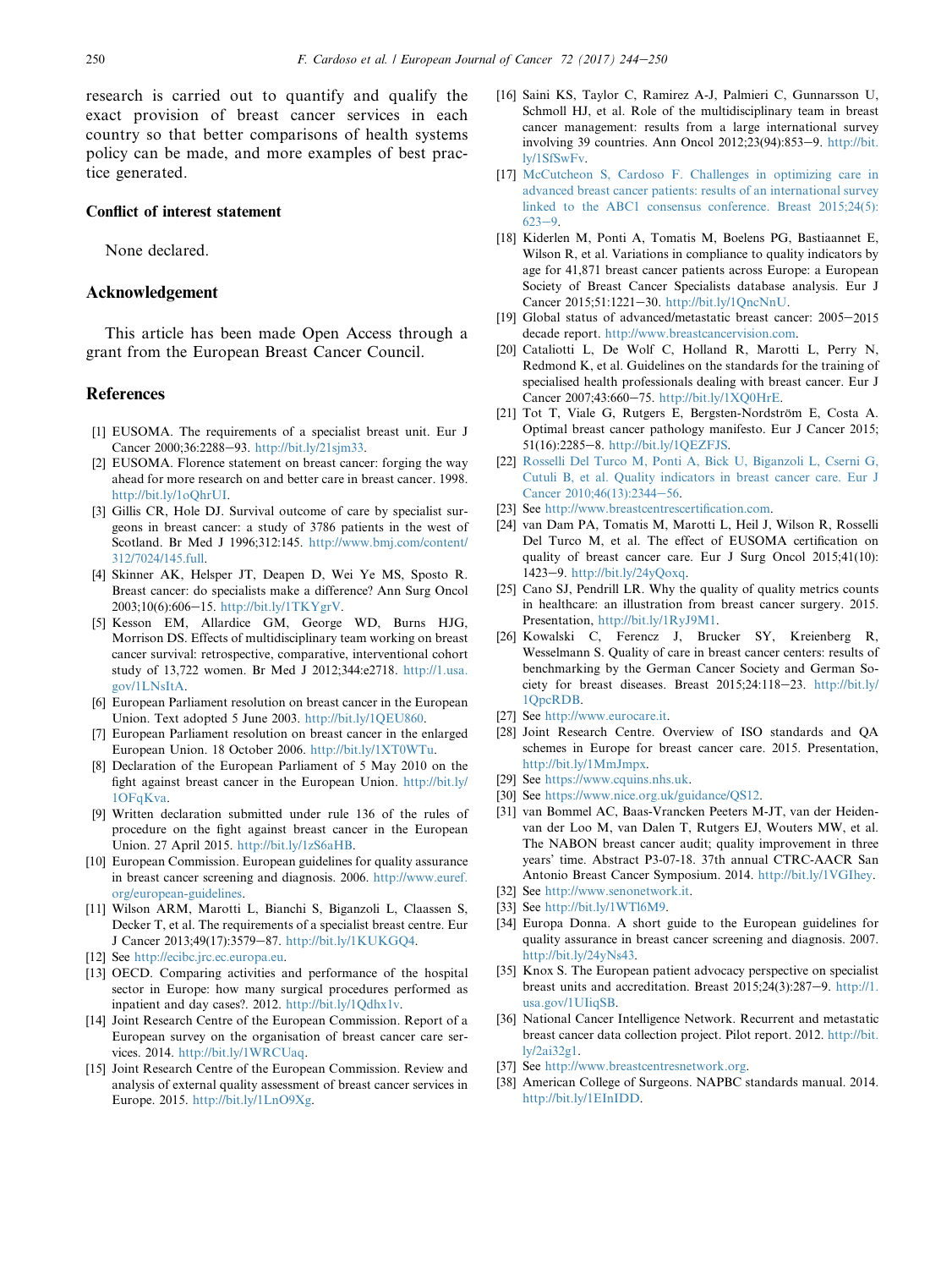research is carried out to quantify and qualify the exact provision of breast cancer services in each country so that better comparisons of health systems policy can be made, and more examples of best practice generated.

## Conflict of interest statement

None declared.

## Acknowledgement

This article has been made Open Access through a grant from the European Breast Cancer Council.

## References

[1] EUSOMA. The requirements of a specialist breast unit. Eur J Cancer 2000;36:2288–93. http://bit.ly/21sjm33.

[2] EUSOMA. Florence statement on breast cancer: forging the way ahead for more research on and better care in breast cancer. 1998. http://bit.ly/1oQhrUI.

[3] Gillis CR, Hole DJ. Survival outcome of care by specialist surgeons in breast cancer: a study of 3786 patients in the west of Scotland. Br Med J 1996;312:145. http://www.bmj.com/content/312/7024/145.full.

[4] Skinner AK, Helsper JT, Deapen D, Wei Ye MS, Sposto R. Breast cancer: do specialists make a difference? Ann Surg Oncol 2003;10(6):606–15. http://bit.ly/1TKYgrV.

[5] Kesson EM, Allardice GM, George WD, Burns HJG, Morrison DS. Effects of multidisciplinary team working on breast cancer survival: retrospective, comparative, interventional cohort study of 13,722 women. Br Med J 2012;344:e2718. http://1.usa.gov/1LNsItA.

[6] European Parliament resolution on breast cancer in the European Union. Text adopted 5 June 2003. http://bit.ly/1QEU860.

[7] European Parliament resolution on breast cancer in the enlarged European Union. 18 October 2006. http://bit.ly/1XT0WTu.

[8] Declaration of the European Parliament of 5 May 2010 on the fight against breast cancer in the European Union. http://bit.ly/1OFqKva.

[9] Written declaration submitted under rule 136 of the rules of procedure on the fight against breast cancer in the European Union. 27 April 2015. http://bit.ly/1zS6aHB.

[10] European Commission. European guidelines for quality assurance in breast cancer screening and diagnosis. 2006. http://www.euref.org/european-guidelines.

[11] Wilson ARM, Marotti L, Bianchi S, Biganzoli L, Claassen S, Decker T, et al. The requirements of a specialist breast centre. Eur J Cancer 2013;49(17):3579–87. http://bit.ly/1KUKGQ4.

[12] See http://ecibc.jrc.ec.europa.eu.

[13] OECD. Comparing activities and performance of the hospital sector in Europe: how many surgical procedures performed as inpatient and day cases?. 2012. http://bit.ly/1Qdhx1v.

[14] Joint Research Centre of the European Commission. Report of a European survey on the organisation of breast cancer care services. 2014. http://bit.ly/1WRCUaq.

[15] Joint Research Centre of the European Commission. Review and analysis of external quality assessment of breast cancer services in Europe. 2015. http://bit.ly/1LnO9Xg.

[16] Saini KS, Taylor C, Ramirez A-J, Palmieri C, Gunnarsson U, Schmoll HJ, et al. Role of the multidisciplinary team in breast cancer management: results from a large international survey involving 39 countries. Ann Oncol 2012;23(94):853–9. http://bit.ly/1SfSwFv.

[17] McCutcheon S, Cardoso F. Challenges in optimizing care in advanced breast cancer patients: results of an international survey linked to the ABC1 consensus conference. Breast 2015;24(5):623–9.

[18] Kiderlen M, Ponti A, Tomatis M, Boelens PG, Bastiaannet E, Wilson R, et al. Variations in compliance to quality indicators by age for 41,871 breast cancer patients across Europe: a European Society of Breast Cancer Specialists database analysis. Eur J Cancer 2015;51:1221–30. http://bit.ly/1QncNnU.

[19] Global status of advanced/metastatic breast cancer: 2005–2015 decade report. http://www.breastcancervision.com.

[20] Cataliotti L, De Wolf C, Holland R, Marotti L, Perry N, Redmond K, et al. Guidelines on the standards for the training of specialised health professionals dealing with breast cancer. Eur J Cancer 2007;43:660–75. http://bit.ly/1XQ0HrE.

[21] Tot T, Viale G, Rutgers E, Bergsten-Nordström E, Costa A. Optimal breast cancer pathology manifesto. Eur J Cancer 2015;51(16):2285–8. http://bit.ly/1QEZFJS.

[22] Rosselli Del Turco M, Ponti A, Bick U, Biganzoli L, Cserni G, Cutuli B, et al. Quality indicators in breast cancer care. Eur J Cancer 2010;46(13):2344–56.

[23] See http://www.breastcentrescertification.com.

[24] van Dam PA, Tomatis M, Marotti L, Heil J, Wilson R, Rosselli Del Turco M, et al. The effect of EUSOMA certification on quality of breast cancer care. Eur J Surg Oncol 2015;41(10):1423–9. http://bit.ly/24yQoxq.

[25] Cano SJ, Pendrill LR. Why the quality of quality metrics counts in healthcare: an illustration from breast cancer surgery. 2015. Presentation, http://bit.ly/1RyJ9M1.

[26] Kowalski C, Ferencz J, Brucker SY, Kreienberg R, Wesselmann S. Quality of care in breast cancer centers: results of benchmarking by the German Cancer Society and German Society for breast diseases. Breast 2015;24:118–23. http://bit.ly/1QpcRDB.

[27] See http://www.eurocare.it.

[28] Joint Research Centre. Overview of ISO standards and QA schemes in Europe for breast cancer care. 2015. Presentation, http://bit.ly/1MmJmpx.

[29] See https://www.cquins.nhs.uk.

[30] See https://www.nice.org.uk/guidance/QS12.

[31] van Bommel AC, Baas-Vrancken Peeters M-JT, van der Heiden-van der Loo M, van Dalen T, Rutgers EJ, Wouters MW, et al. The NABON breast cancer audit; quality improvement in three years' time. Abstract P3-07-18. 37th annual CTRC-AACR San Antonio Breast Cancer Symposium. 2014. http://bit.ly/1VGIhey.

[32] See http://www.senonetwork.it.

[33] See http://bit.ly/1WTl6M9.

[34] Europa Donna. A short guide to the European guidelines for quality assurance in breast cancer screening and diagnosis. 2007. http://bit.ly/24yNs43.

[35] Knox S. The European patient advocacy perspective on specialist breast units and accreditation. Breast 2015;24(3):287–9. http://1.usa.gov/1UIiqSB.

[36] National Cancer Intelligence Network. Recurrent and metastatic breast cancer data collection project. Pilot report. 2012. http://bit.ly/2ai32g1.

[37] See http://www.breastcentresnetwork.org.

[38] American College of Surgeons. NAPBC standards manual. 2014. http://bit.ly/1EInIDD.